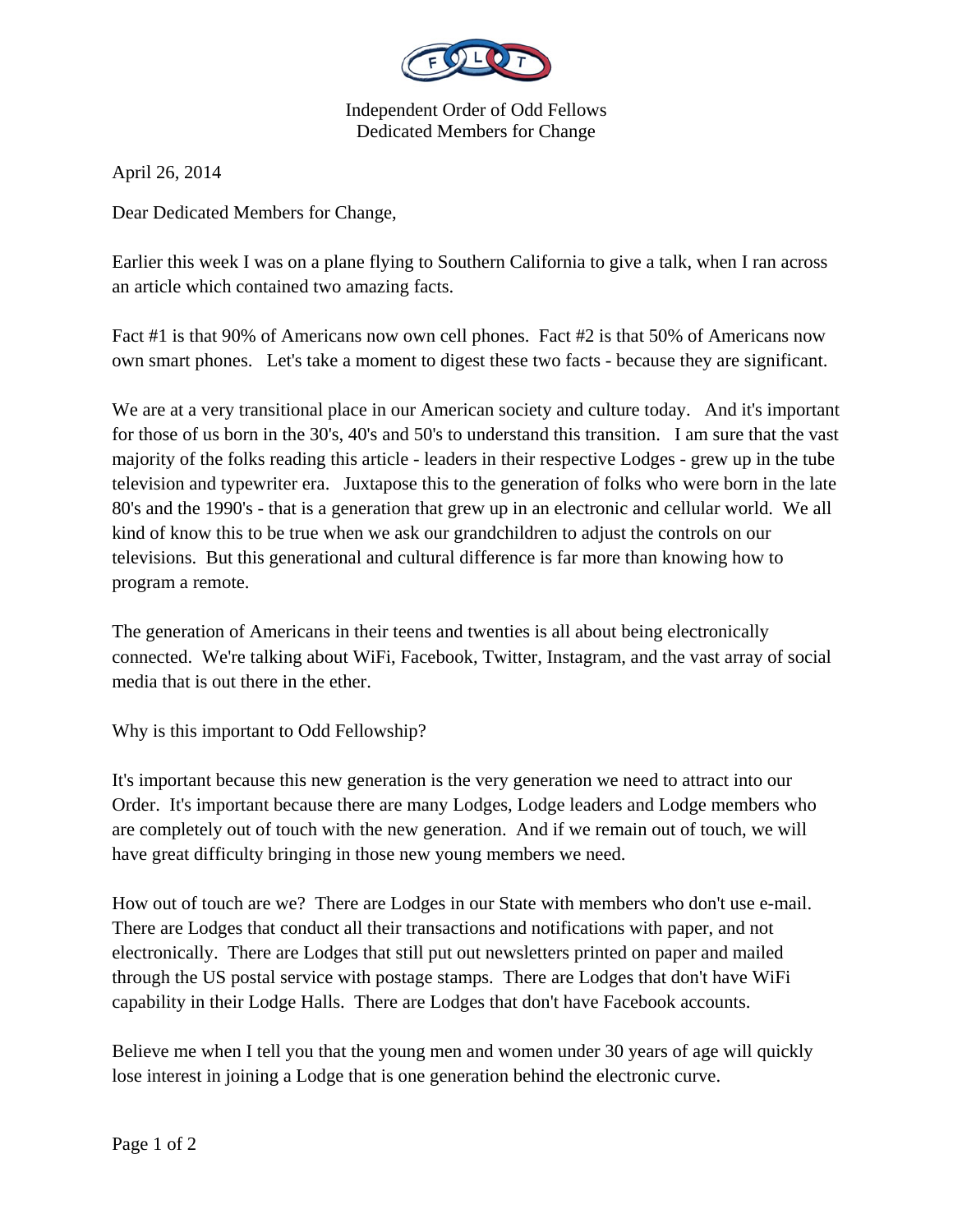Independent Order of Odd Fellows
Dedicated Members for Change

April 26, 2014

Dear Dedicated Members for Change,

Earlier this week I was on a plane flying to Southern California to give a talk, when I ran across an article which contained two amazing facts.

Fact #1 is that 90% of Americans now own cell phones. Fact #2 is that 50% of Americans now own smart phones. Let's take a moment to digest these two facts - because they are significant.

We are at a very transitional place in our American society and culture today. And it's important for those of us born in the 30's, 40's and 50's to understand this transition. I am sure that the vast majority of the folks reading this article - leaders in their respective Lodges - grew up in the tube television and typewriter era. Juxtapose this to the generation of folks who were born in the late 80's and the 1990's - that is a generation that grew up in an electronic and cellular world. We all kind of know this to be true when we ask our grandchildren to adjust the controls on our televisions. But this generational and cultural difference is far more than knowing how to program a remote.

The generation of Americans in their teens and twenties is all about being electronically connected. We're talking about WiFi, Facebook, Twitter, Instagram, and the vast array of social media that is out there in the ether.

Why is this important to Odd Fellowship?

It's important because this new generation is the very generation we need to attract into our Order. It's important because there are many Lodges, Lodge leaders and Lodge members who are completely out of touch with the new generation. And if we remain out of touch, we will have great difficulty bringing in those new young members we need.

How out of touch are we? There are Lodges in our State with members who don't use e-mail. There are Lodges that conduct all their transactions and notifications with paper, and not electronically. There are Lodges that still put out newsletters printed on paper and mailed through the US postal service with postage stamps. There are Lodges that don't have WiFi capability in their Lodge Halls. There are Lodges that don't have Facebook accounts.

Believe me when I tell you that the young men and women under 30 years of age will quickly lose interest in joining a Lodge that is one generation behind the electronic curve.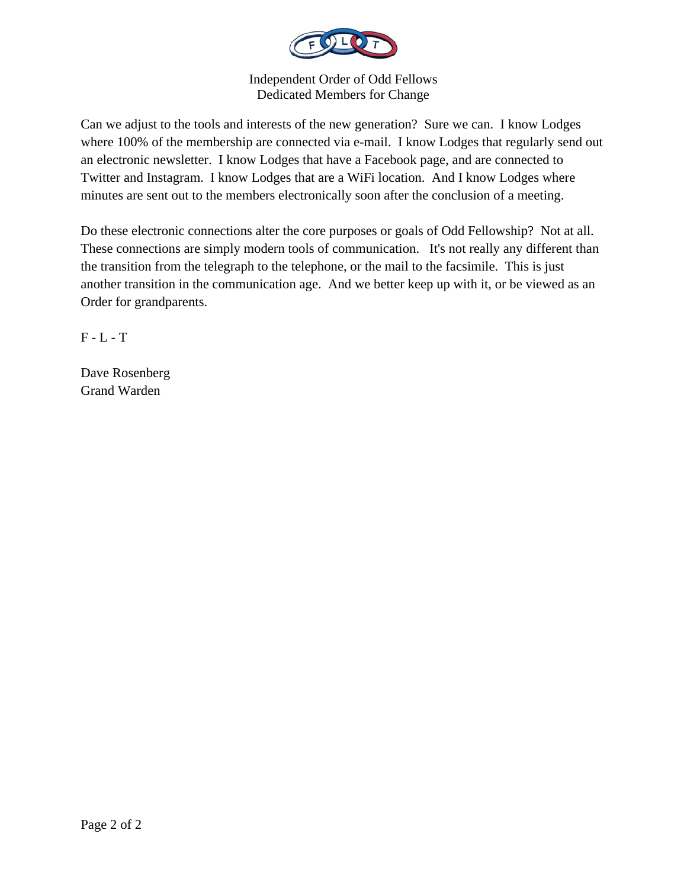Independent Order of Odd Fellows
Dedicated Members for Change

Can we adjust to the tools and interests of the new generation? Sure we can. I know Lodges where 100% of the membership are connected via e-mail. I know Lodges that regularly send out an electronic newsletter. I know Lodges that have a Facebook page, and are connected to Twitter and Instagram. I know Lodges that are a WiFi location. And I know Lodges where minutes are sent out to the members electronically soon after the conclusion of a meeting.

Do these electronic connections alter the core purposes or goals of Odd Fellowship? Not at all. These connections are simply modern tools of communication. It's not really any different than the transition from the telegraph to the telephone, or the mail to the facsimile. This is just another transition in the communication age. And we better keep up with it, or be viewed as an Order for grandparents.

F - L - T

Dave Rosenberg
Grand Warden